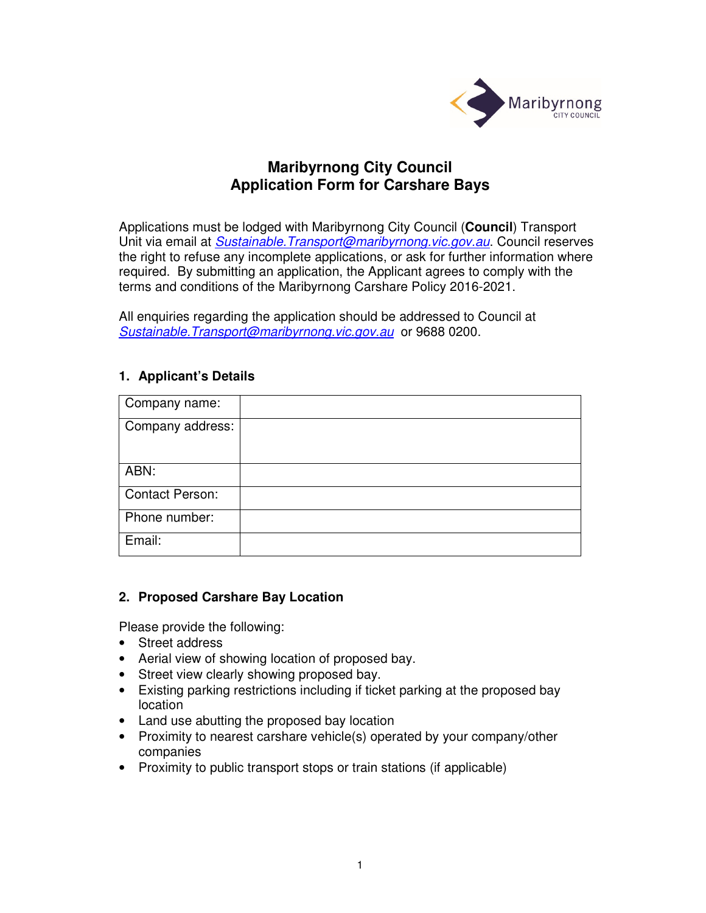# Maribyrnong City Council
# Application Form for Carshare Bays

Applications must be lodged with Maribyrnong City Council (**Council**) Transport Unit via email at *Sustainable.Transport@maribyrnong.vic.gov.au*. Council reserves the right to refuse any incomplete applications, or ask for further information where required. By submitting an application, the Applicant agrees to comply with the terms and conditions of the Maribyrnong Carshare Policy 2016-2021.

All enquiries regarding the application should be addressed to Council at *Sustainable.Transport@maribyrnong.vic.gov.au* or 9688 0200.

## 1. Applicant's Details

| | |
|---|---|
| Company name: | |
| Company address: | |
| ABN: | |
| Contact Person: | |
| Phone number: | |
| Email: | |

## 2. Proposed Carshare Bay Location

Please provide the following:

- Street address
- Aerial view of showing location of proposed bay.
- Street view clearly showing proposed bay.
- Existing parking restrictions including if ticket parking at the proposed bay location
- Land use abutting the proposed bay location
- Proximity to nearest carshare vehicle(s) operated by your company/other companies
- Proximity to public transport stops or train stations (if applicable)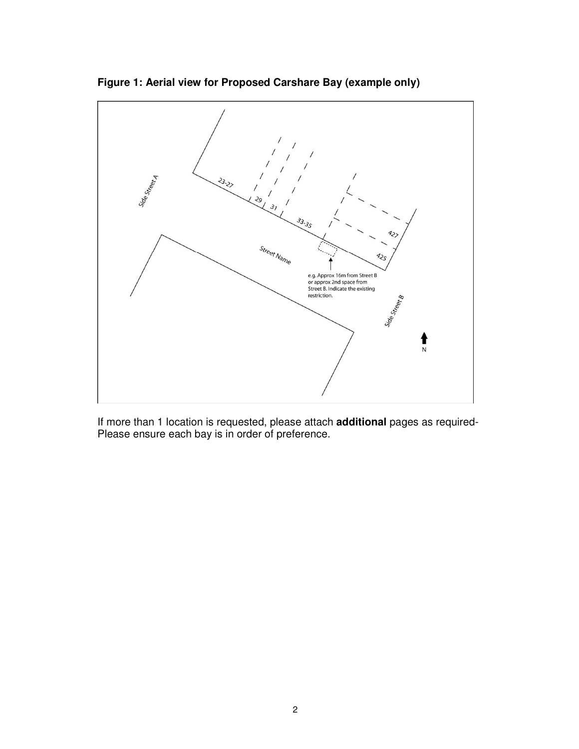**Figure 1: Aerial view for Proposed Carshare Bay (example only)**

Side Street A

23-27

29

31

33-35

427

425

Street Name

e.g. Approx 16m from Street B or approx 2nd space from Street B. Indicate the existing restriction.

Side Street B

N

If more than 1 location is requested, please attach **additional** pages as required- Please ensure each bay is in order of preference.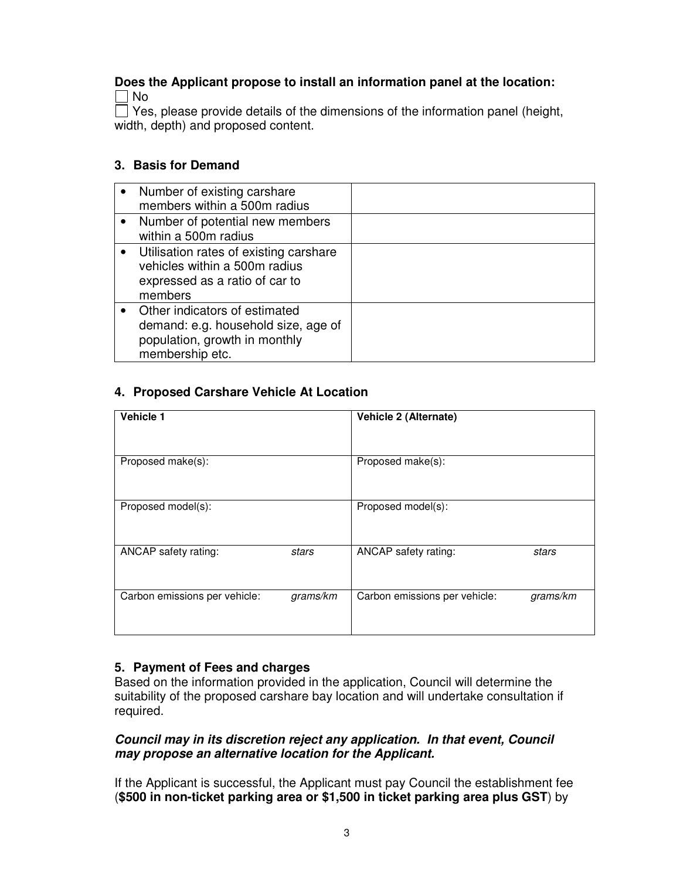**Does the Applicant propose to install an information panel at the location:**

☐ No

☐ Yes, please provide details of the dimensions of the information panel (height, width, depth) and proposed content.

### 3. Basis for Demand

| | |
|---|---|
| • Number of existing carshare members within a 500m radius | |
| • Number of potential new members within a 500m radius | |
| • Utilisation rates of existing carshare vehicles within a 500m radius expressed as a ratio of car to members | |
| • Other indicators of estimated demand: e.g. household size, age of population, growth in monthly membership etc. | |

### 4. Proposed Carshare Vehicle At Location

| **Vehicle 1** | **Vehicle 2 (Alternate)** |
|---|---|
| Proposed make(s): | Proposed make(s): |
| Proposed model(s): | Proposed model(s): |
| ANCAP safety rating: *stars* | ANCAP safety rating: *stars* |
| Carbon emissions per vehicle: *grams/km* | Carbon emissions per vehicle: *grams/km* |

### 5. Payment of Fees and charges

Based on the information provided in the application, Council will determine the suitability of the proposed carshare bay location and will undertake consultation if required.

***Council may in its discretion reject any application. In that event, Council may propose an alternative location for the Applicant.***

If the Applicant is successful, the Applicant must pay Council the establishment fee (**$500 in non-ticket parking area or $1,500 in ticket parking area plus GST**) by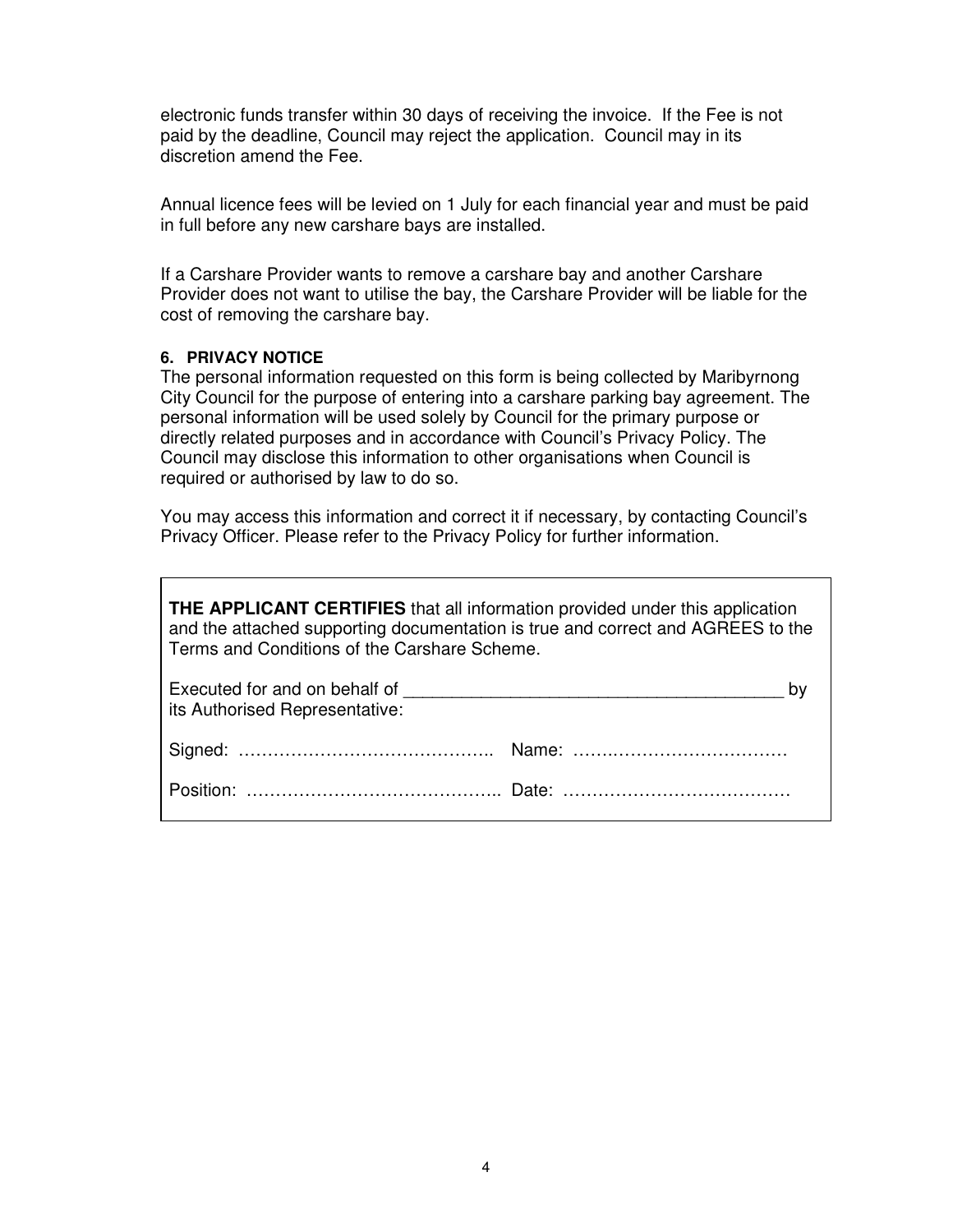electronic funds transfer within 30 days of receiving the invoice. If the Fee is not paid by the deadline, Council may reject the application. Council may in its discretion amend the Fee.

Annual licence fees will be levied on 1 July for each financial year and must be paid in full before any new carshare bays are installed.

If a Carshare Provider wants to remove a carshare bay and another Carshare Provider does not want to utilise the bay, the Carshare Provider will be liable for the cost of removing the carshare bay.

### 6. PRIVACY NOTICE

The personal information requested on this form is being collected by Maribyrnong City Council for the purpose of entering into a carshare parking bay agreement. The personal information will be used solely by Council for the primary purpose or directly related purposes and in accordance with Council's Privacy Policy. The Council may disclose this information to other organisations when Council is required or authorised by law to do so.

You may access this information and correct it if necessary, by contacting Council's Privacy Officer. Please refer to the Privacy Policy for further information.

**THE APPLICANT CERTIFIES** that all information provided under this application and the attached supporting documentation is true and correct and AGREES to the Terms and Conditions of the Carshare Scheme.

Executed for and on behalf of ______________________________________ by its Authorised Representative:

Signed: …………………………………….. Name: …….……………………………

Position: …………………………………….. Date: …………………………………